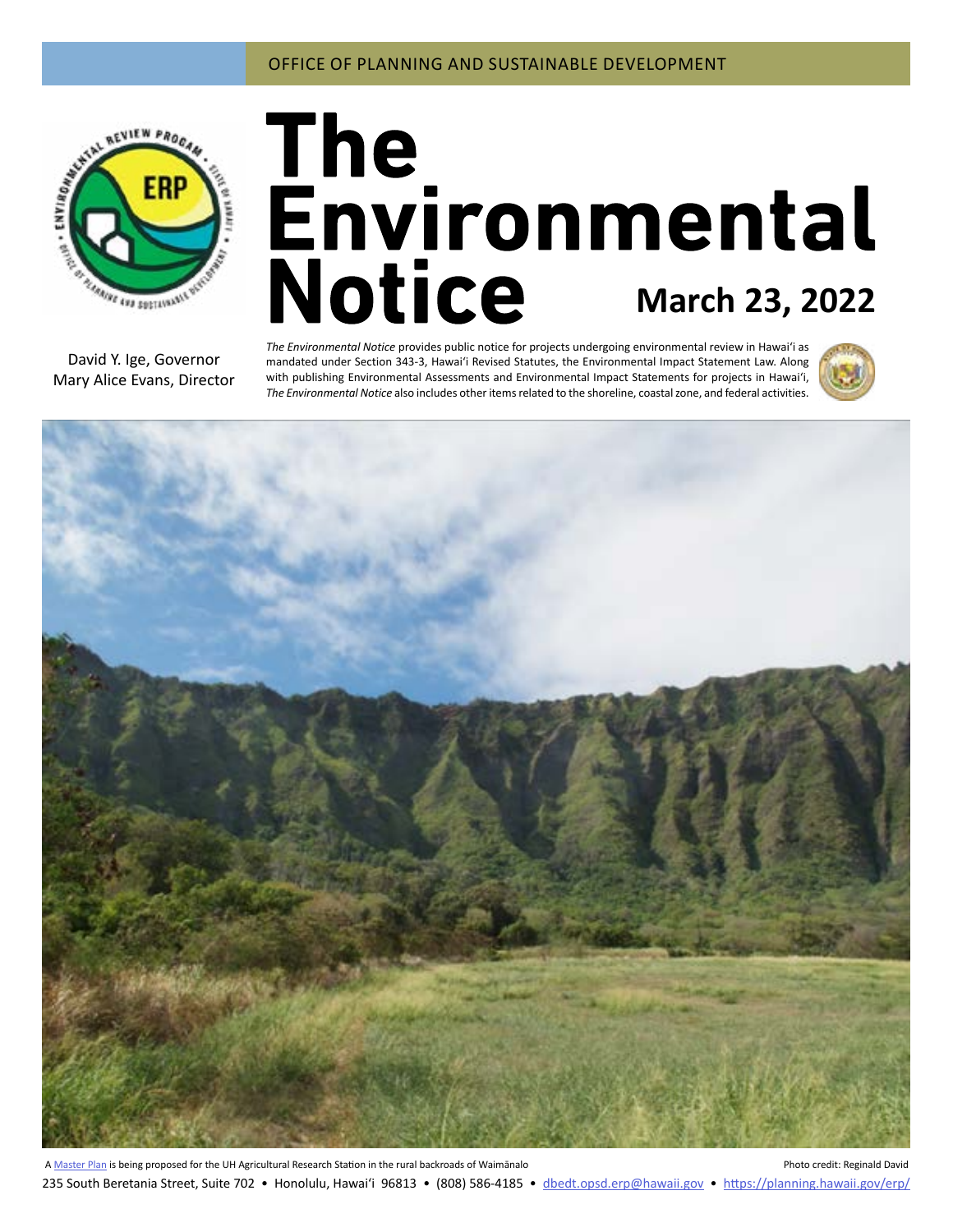OFFICE OF PLANNING AND SUSTAINABLE DEVELOPMENT

# The Environmental Notice

**March 23, 2022**

David Y. Ige, Governor
Mary Alice Evans, Director

*The Environmental Notice* provides public notice for projects undergoing environmental review in Hawaiʻi as mandated under Section 343-3, Hawaiʻi Revised Statutes, the Environmental Impact Statement Law. Along with publishing Environmental Assessments and Environmental Impact Statements for projects in Hawaiʻi, *The Environmental Notice* also includes other items related to the shoreline, coastal zone, and federal activities.

A Master Plan is being proposed for the UH Agricultural Research Station in the rural backroads of Waimānalo

Photo credit: Reginald David

235 South Beretania Street, Suite 702 • Honolulu, Hawaiʻi 96813 • (808) 586-4185 • dbedt.opsd.erp@hawaii.gov • https://planning.hawaii.gov/erp/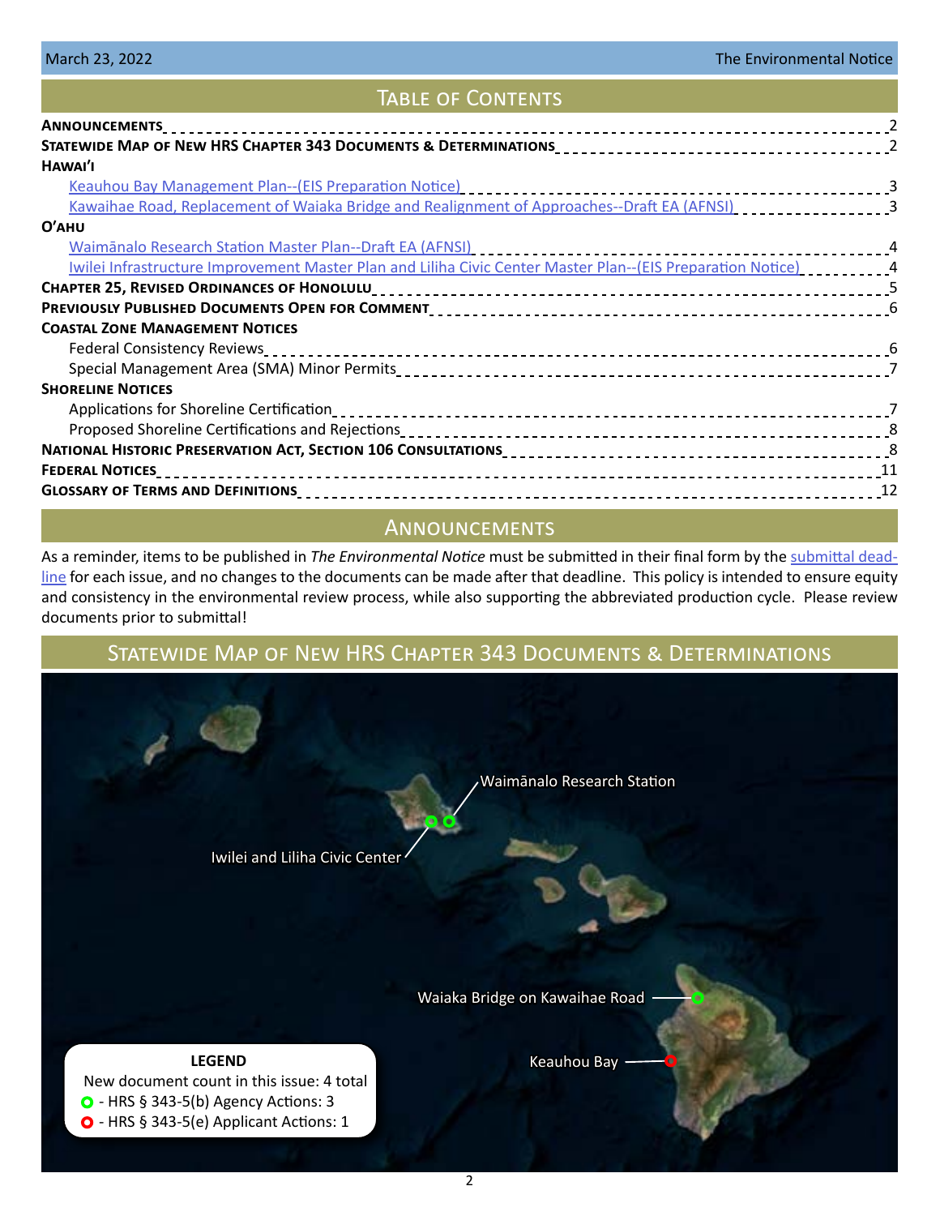## Table of Contents

**Announcements** 2

**Statewide Map of New HRS Chapter 343 Documents & Determinations** 2

**Hawai'i**

- Keauhou Bay Management Plan--(EIS Preparation Notice) 3
- Kawaihae Road, Replacement of Waiaka Bridge and Realignment of Approaches--Draft EA (AFNSI) 3

**O'ahu**

- Waimānalo Research Station Master Plan--Draft EA (AFNSI) 4
- Iwilei Infrastructure Improvement Master Plan and Liliha Civic Center Master Plan--(EIS Preparation Notice) 4

**Chapter 25, Revised Ordinances of Honolulu** 5

**Previously Published Documents Open for Comment** 6

**Coastal Zone Management Notices**

- Federal Consistency Reviews 6
- Special Management Area (SMA) Minor Permits 7

**Shoreline Notices**

- Applications for Shoreline Certification 7
- Proposed Shoreline Certifications and Rejections 8

**National Historic Preservation Act, Section 106 Consultations** 8

**Federal Notices** 11

**Glossary of Terms and Definitions** 12

## Announcements

As a reminder, items to be published in *The Environmental Notice* must be submitted in their final form by the submittal deadline for each issue, and no changes to the documents can be made after that deadline. This policy is intended to ensure equity and consistency in the environmental review process, while also supporting the abbreviated production cycle. Please review documents prior to submittal!

## Statewide Map of New HRS Chapter 343 Documents & Determinations

Waimānalo Research Station

Iwilei and Liliha Civic Center

Waiaka Bridge on Kawaihae Road

Keauhou Bay

**LEGEND**

New document count in this issue: 4 total

- HRS § 343-5(b) Agency Actions: 3
- HRS § 343-5(e) Applicant Actions: 1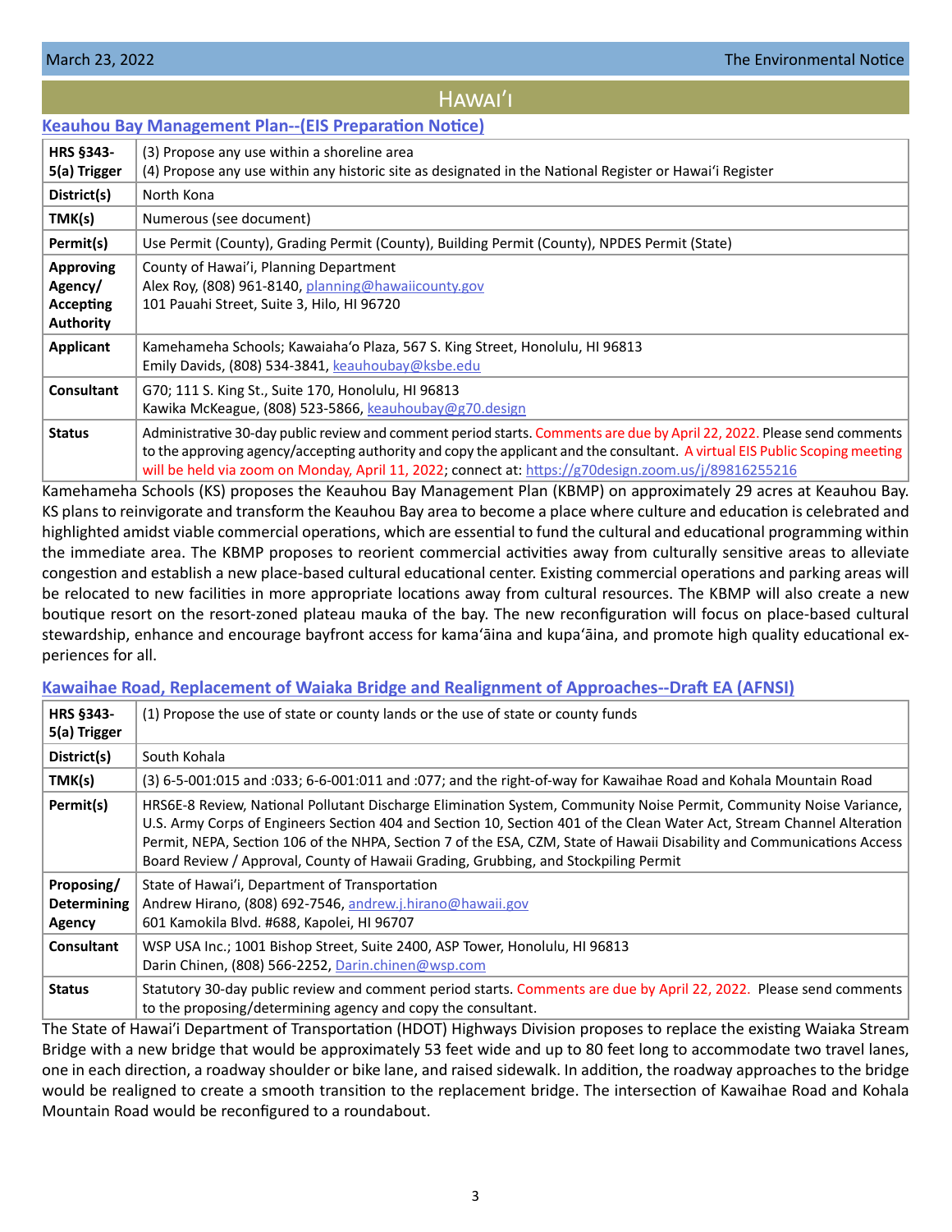# Hawaiʻi

## Keauhou Bay Management Plan--(EIS Preparation Notice)

| | |
|---|---|
| **HRS §343-5(a) Trigger** | (3) Propose any use within a shoreline area<br>(4) Propose any use within any historic site as designated in the National Register or Hawaiʻi Register |
| **District(s)** | North Kona |
| **TMK(s)** | Numerous (see document) |
| **Permit(s)** | Use Permit (County), Grading Permit (County), Building Permit (County), NPDES Permit (State) |
| **Approving Agency/ Accepting Authority** | County of Hawaiʻi, Planning Department<br>Alex Roy, (808) 961-8140, planning@hawaiicounty.gov<br>101 Pauahi Street, Suite 3, Hilo, HI 96720 |
| **Applicant** | Kamehameha Schools; Kawaiahaʻo Plaza, 567 S. King Street, Honolulu, HI 96813<br>Emily Davids, (808) 534-3841, keauhoubay@ksbe.edu |
| **Consultant** | G70; 111 S. King St., Suite 170, Honolulu, HI 96813<br>Kawika McKeague, (808) 523-5866, keauhoubay@g70.design |
| **Status** | Administrative 30-day public review and comment period starts. Comments are due by April 22, 2022. Please send comments to the approving agency/accepting authority and copy the applicant and the consultant. A virtual EIS Public Scoping meeting will be held via zoom on Monday, April 11, 2022; connect at: https://g70design.zoom.us/j/89816255216 |

Kamehameha Schools (KS) proposes the Keauhou Bay Management Plan (KBMP) on approximately 29 acres at Keauhou Bay. KS plans to reinvigorate and transform the Keauhou Bay area to become a place where culture and education is celebrated and highlighted amidst viable commercial operations, which are essential to fund the cultural and educational programming within the immediate area. The KBMP proposes to reorient commercial activities away from culturally sensitive areas to alleviate congestion and establish a new place-based cultural educational center. Existing commercial operations and parking areas will be relocated to new facilities in more appropriate locations away from cultural resources. The KBMP will also create a new boutique resort on the resort-zoned plateau mauka of the bay. The new reconfiguration will focus on place-based cultural stewardship, enhance and encourage bayfront access for kamaʻāina and kupaʻāina, and promote high quality educational experiences for all.

## Kawaihae Road, Replacement of Waiaka Bridge and Realignment of Approaches--Draft EA (AFNSI)

| | |
|---|---|
| **HRS §343-5(a) Trigger** | (1) Propose the use of state or county lands or the use of state or county funds |
| **District(s)** | South Kohala |
| **TMK(s)** | (3) 6-5-001:015 and :033; 6-6-001:011 and :077; and the right-of-way for Kawaihae Road and Kohala Mountain Road |
| **Permit(s)** | HRS6E-8 Review, National Pollutant Discharge Elimination System, Community Noise Permit, Community Noise Variance, U.S. Army Corps of Engineers Section 404 and Section 10, Section 401 of the Clean Water Act, Stream Channel Alteration Permit, NEPA, Section 106 of the NHPA, Section 7 of the ESA, CZM, State of Hawaii Disability and Communications Access Board Review / Approval, County of Hawaii Grading, Grubbing, and Stockpiling Permit |
| **Proposing/ Determining Agency** | State of Hawaiʻi, Department of Transportation<br>Andrew Hirano, (808) 692-7546, andrew.j.hirano@hawaii.gov<br>601 Kamokila Blvd. #688, Kapolei, HI 96707 |
| **Consultant** | WSP USA Inc.; 1001 Bishop Street, Suite 2400, ASP Tower, Honolulu, HI 96813<br>Darin Chinen, (808) 566-2252, Darin.chinen@wsp.com |
| **Status** | Statutory 30-day public review and comment period starts. Comments are due by April 22, 2022. Please send comments to the proposing/determining agency and copy the consultant. |

The State of Hawaiʻi Department of Transportation (HDOT) Highways Division proposes to replace the existing Waiaka Stream Bridge with a new bridge that would be approximately 53 feet wide and up to 80 feet long to accommodate two travel lanes, one in each direction, a roadway shoulder or bike lane, and raised sidewalk. In addition, the roadway approaches to the bridge would be realigned to create a smooth transition to the replacement bridge. The intersection of Kawaihae Road and Kohala Mountain Road would be reconfigured to a roundabout.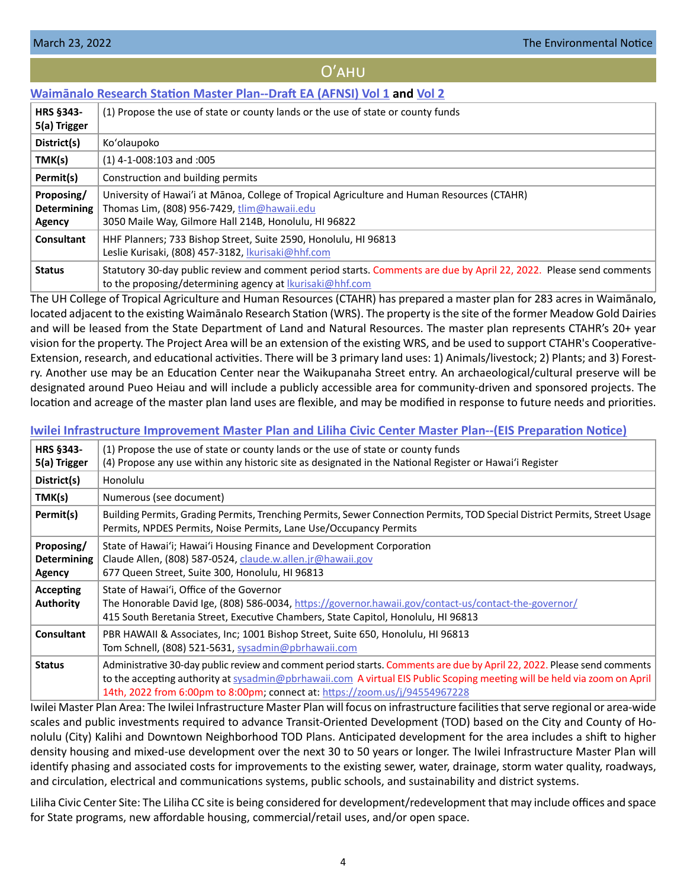## O'ahu

### Waimānalo Research Station Master Plan--Draft EA (AFNSI) Vol 1 and Vol 2

| | |
|---|---|
| **HRS §343-5(a) Trigger** | (1) Propose the use of state or county lands or the use of state or county funds |
| **District(s)** | Koʻolaupoko |
| **TMK(s)** | (1) 4-1-008:103 and :005 |
| **Permit(s)** | Construction and building permits |
| **Proposing/ Determining Agency** | University of Hawaiʻi at Mānoa, College of Tropical Agriculture and Human Resources (CTAHR)<br>Thomas Lim, (808) 956-7429, tlim@hawaii.edu<br>3050 Maile Way, Gilmore Hall 214B, Honolulu, HI 96822 |
| **Consultant** | HHF Planners; 733 Bishop Street, Suite 2590, Honolulu, HI 96813<br>Leslie Kurisaki, (808) 457-3182, lkurisaki@hhf.com |
| **Status** | Statutory 30-day public review and comment period starts. Comments are due by April 22, 2022. Please send comments to the proposing/determining agency at lkurisaki@hhf.com |

The UH College of Tropical Agriculture and Human Resources (CTAHR) has prepared a master plan for 283 acres in Waimānalo, located adjacent to the existing Waimānalo Research Station (WRS). The property is the site of the former Meadow Gold Dairies and will be leased from the State Department of Land and Natural Resources. The master plan represents CTAHR's 20+ year vision for the property. The Project Area will be an extension of the existing WRS, and be used to support CTAHR's Cooperative-Extension, research, and educational activities. There will be 3 primary land uses: 1) Animals/livestock; 2) Plants; and 3) Forestry. Another use may be an Education Center near the Waikupanaha Street entry. An archaeological/cultural preserve will be designated around Pueo Heiau and will include a publicly accessible area for community-driven and sponsored projects. The location and acreage of the master plan land uses are flexible, and may be modified in response to future needs and priorities.

### Iwilei Infrastructure Improvement Master Plan and Liliha Civic Center Master Plan--(EIS Preparation Notice)

| | |
|---|---|
| **HRS §343-5(a) Trigger** | (1) Propose the use of state or county lands or the use of state or county funds<br>(4) Propose any use within any historic site as designated in the National Register or Hawaiʻi Register |
| **District(s)** | Honolulu |
| **TMK(s)** | Numerous (see document) |
| **Permit(s)** | Building Permits, Grading Permits, Trenching Permits, Sewer Connection Permits, TOD Special District Permits, Street Usage Permits, NPDES Permits, Noise Permits, Lane Use/Occupancy Permits |
| **Proposing/ Determining Agency** | State of Hawaiʻi; Hawaiʻi Housing Finance and Development Corporation<br>Claude Allen, (808) 587-0524, claude.w.allen.jr@hawaii.gov<br>677 Queen Street, Suite 300, Honolulu, HI 96813 |
| **Accepting Authority** | State of Hawaiʻi, Office of the Governor<br>The Honorable David Ige, (808) 586-0034, https://governor.hawaii.gov/contact-us/contact-the-governor/<br>415 South Beretania Street, Executive Chambers, State Capitol, Honolulu, HI 96813 |
| **Consultant** | PBR HAWAII & Associates, Inc; 1001 Bishop Street, Suite 650, Honolulu, HI 96813<br>Tom Schnell, (808) 521-5631, sysadmin@pbrhawaii.com |
| **Status** | Administrative 30-day public review and comment period starts. Comments are due by April 22, 2022. Please send comments to the accepting authority at sysadmin@pbrhawaii.com A virtual EIS Public Scoping meeting will be held via zoom on April 14th, 2022 from 6:00pm to 8:00pm; connect at: https://zoom.us/j/94554967228 |

Iwilei Master Plan Area: The Iwilei Infrastructure Master Plan will focus on infrastructure facilities that serve regional or area-wide scales and public investments required to advance Transit-Oriented Development (TOD) based on the City and County of Honolulu (City) Kalihi and Downtown Neighborhood TOD Plans. Anticipated development for the area includes a shift to higher density housing and mixed-use development over the next 30 to 50 years or longer. The Iwilei Infrastructure Master Plan will identify phasing and associated costs for improvements to the existing sewer, water, drainage, storm water quality, roadways, and circulation, electrical and communications systems, public schools, and sustainability and district systems.

Liliha Civic Center Site: The Liliha CC site is being considered for development/redevelopment that may include offices and space for State programs, new affordable housing, commercial/retail uses, and/or open space.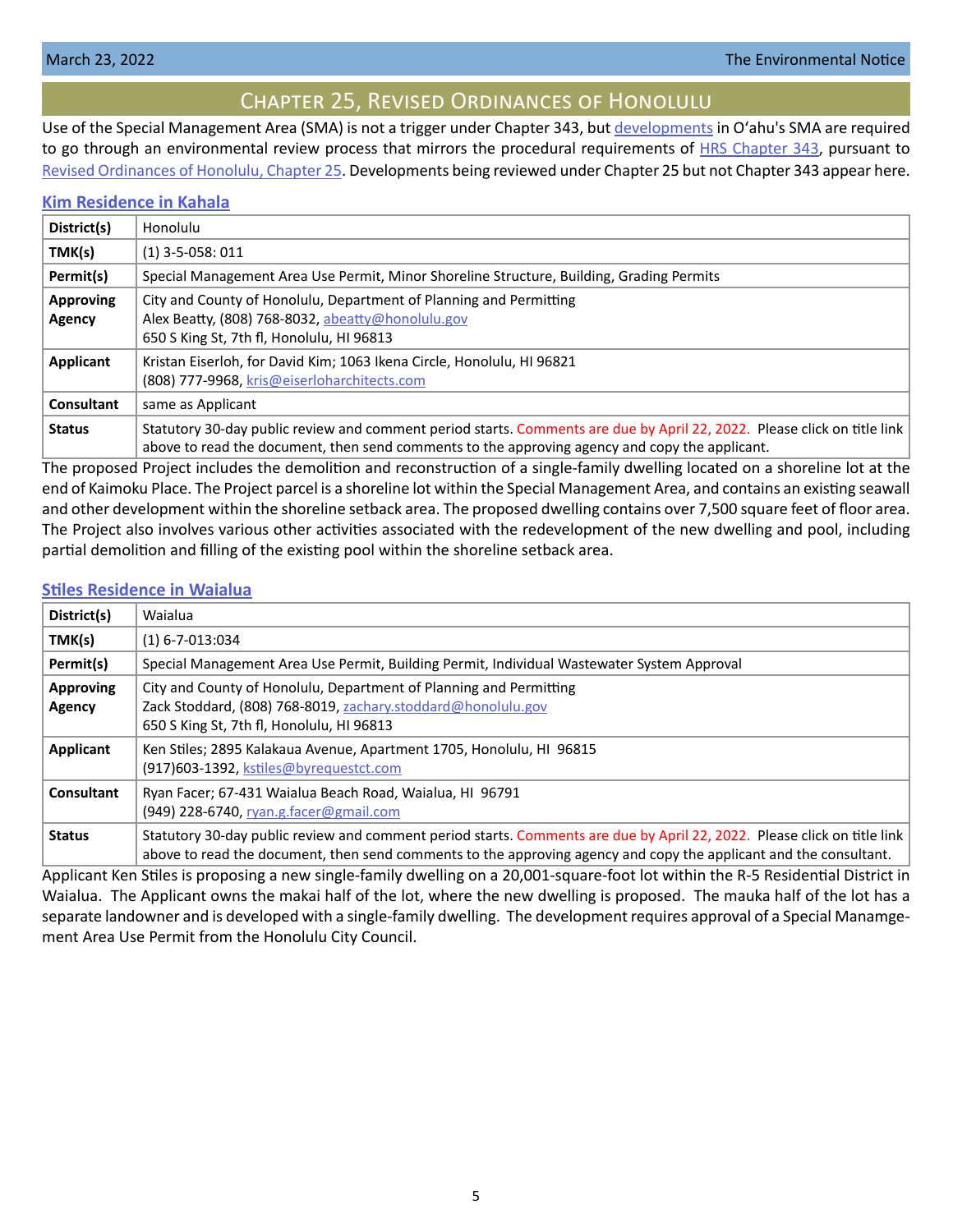# Chapter 25, Revised Ordinances of Honolulu

Use of the Special Management Area (SMA) is not a trigger under Chapter 343, but developments in O'ahu's SMA are required to go through an environmental review process that mirrors the procedural requirements of HRS Chapter 343, pursuant to Revised Ordinances of Honolulu, Chapter 25. Developments being reviewed under Chapter 25 but not Chapter 343 appear here.

## Kim Residence in Kahala

| | |
|---|---|
| **District(s)** | Honolulu |
| **TMK(s)** | (1) 3-5-058: 011 |
| **Permit(s)** | Special Management Area Use Permit, Minor Shoreline Structure, Building, Grading Permits |
| **Approving Agency** | City and County of Honolulu, Department of Planning and Permitting<br>Alex Beatty, (808) 768-8032, abeatty@honolulu.gov<br>650 S King St, 7th fl, Honolulu, HI 96813 |
| **Applicant** | Kristan Eiserloh, for David Kim; 1063 Ikena Circle, Honolulu, HI 96821<br>(808) 777-9968, kris@eiserloharchitects.com |
| **Consultant** | same as Applicant |
| **Status** | Statutory 30-day public review and comment period starts. Comments are due by April 22, 2022. Please click on title link above to read the document, then send comments to the approving agency and copy the applicant. |

The proposed Project includes the demolition and reconstruction of a single-family dwelling located on a shoreline lot at the end of Kaimoku Place. The Project parcel is a shoreline lot within the Special Management Area, and contains an existing seawall and other development within the shoreline setback area. The proposed dwelling contains over 7,500 square feet of floor area. The Project also involves various other activities associated with the redevelopment of the new dwelling and pool, including partial demolition and filling of the existing pool within the shoreline setback area.

## Stiles Residence in Waialua

| | |
|---|---|
| **District(s)** | Waialua |
| **TMK(s)** | (1) 6-7-013:034 |
| **Permit(s)** | Special Management Area Use Permit, Building Permit, Individual Wastewater System Approval |
| **Approving Agency** | City and County of Honolulu, Department of Planning and Permitting<br>Zack Stoddard, (808) 768-8019, zachary.stoddard@honolulu.gov<br>650 S King St, 7th fl, Honolulu, HI 96813 |
| **Applicant** | Ken Stiles; 2895 Kalakaua Avenue, Apartment 1705, Honolulu, HI 96815<br>(917)603-1392, kstiles@byrequestct.com |
| **Consultant** | Ryan Facer; 67-431 Waialua Beach Road, Waialua, HI 96791<br>(949) 228-6740, ryan.g.facer@gmail.com |
| **Status** | Statutory 30-day public review and comment period starts. Comments are due by April 22, 2022. Please click on title link above to read the document, then send comments to the approving agency and copy the applicant and the consultant. |

Applicant Ken Stiles is proposing a new single-family dwelling on a 20,001-square-foot lot within the R-5 Residential District in Waialua. The Applicant owns the makai half of the lot, where the new dwelling is proposed. The mauka half of the lot has a separate landowner and is developed with a single-family dwelling. The development requires approval of a Special Manamgement Area Use Permit from the Honolulu City Council.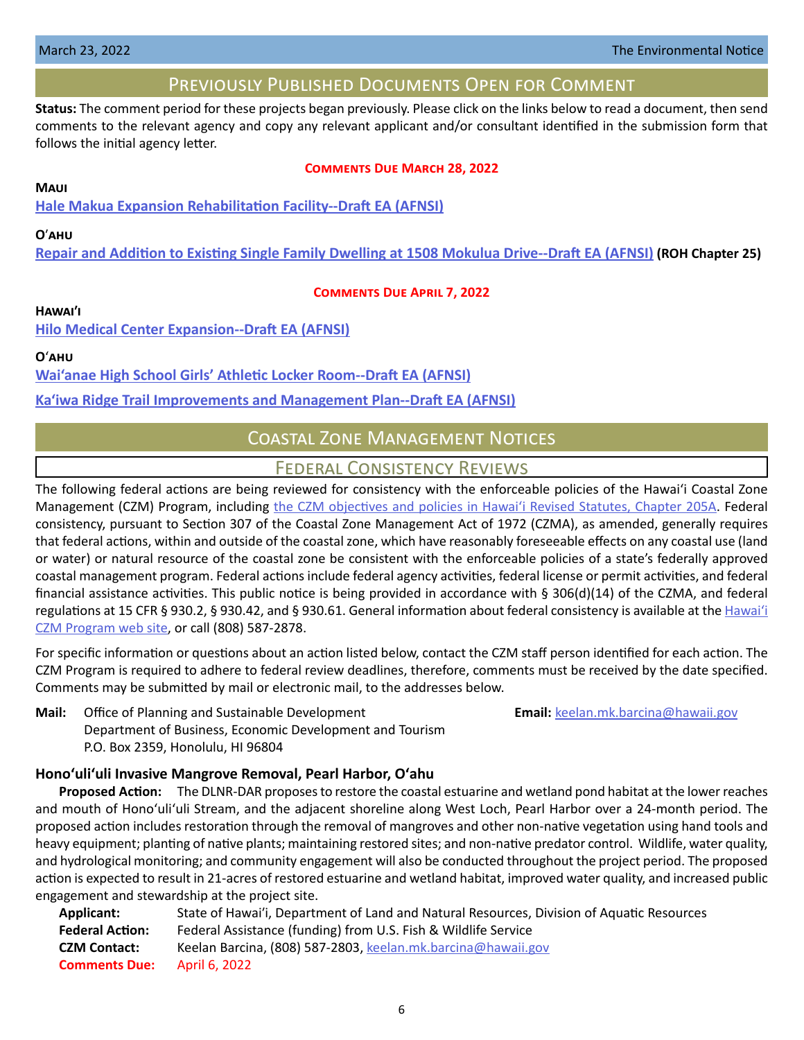## Previously Published Documents Open for Comment

**Status:** The comment period for these projects began previously. Please click on the links below to read a document, then send comments to the relevant agency and copy any relevant applicant and/or consultant identified in the submission form that follows the initial agency letter.

**Comments Due March 28, 2022**

**Maui**

**Hale Makua Expansion Rehabilitation Facility--Draft EA (AFNSI)**

**O'ahu**

**Repair and Addition to Existing Single Family Dwelling at 1508 Mokulua Drive--Draft EA (AFNSI) (ROH Chapter 25)**

**Comments Due April 7, 2022**

**Hawai'i**

**Hilo Medical Center Expansion--Draft EA (AFNSI)**

**O'ahu**

**Wai'anae High School Girls' Athletic Locker Room--Draft EA (AFNSI)**

**Ka'iwa Ridge Trail Improvements and Management Plan--Draft EA (AFNSI)**

## Coastal Zone Management Notices

### Federal Consistency Reviews

The following federal actions are being reviewed for consistency with the enforceable policies of the Hawai'i Coastal Zone Management (CZM) Program, including the CZM objectives and policies in Hawai'i Revised Statutes, Chapter 205A. Federal consistency, pursuant to Section 307 of the Coastal Zone Management Act of 1972 (CZMA), as amended, generally requires that federal actions, within and outside of the coastal zone, which have reasonably foreseeable effects on any coastal use (land or water) or natural resource of the coastal zone be consistent with the enforceable policies of a state's federally approved coastal management program. Federal actions include federal agency activities, federal license or permit activities, and federal financial assistance activities. This public notice is being provided in accordance with § 306(d)(14) of the CZMA, and federal regulations at 15 CFR § 930.2, § 930.42, and § 930.61. General information about federal consistency is available at the Hawai'i CZM Program web site, or call (808) 587-2878.

For specific information or questions about an action listed below, contact the CZM staff person identified for each action. The CZM Program is required to adhere to federal review deadlines, therefore, comments must be received by the date specified. Comments may be submitted by mail or electronic mail, to the addresses below.

**Mail:** Office of Planning and Sustainable Development
Department of Business, Economic Development and Tourism
P.O. Box 2359, Honolulu, HI 96804

**Email:** keelan.mk.barcina@hawaii.gov

#### Hono'uli'uli Invasive Mangrove Removal, Pearl Harbor, O'ahu

**Proposed Action:** The DLNR-DAR proposes to restore the coastal estuarine and wetland pond habitat at the lower reaches and mouth of Hono'uli'uli Stream, and the adjacent shoreline along West Loch, Pearl Harbor over a 24-month period. The proposed action includes restoration through the removal of mangroves and other non-native vegetation using hand tools and heavy equipment; planting of native plants; maintaining restored sites; and non-native predator control. Wildlife, water quality, and hydrological monitoring; and community engagement will also be conducted throughout the project period. The proposed action is expected to result in 21-acres of restored estuarine and wetland habitat, improved water quality, and increased public engagement and stewardship at the project site.

**Applicant:** State of Hawai'i, Department of Land and Natural Resources, Division of Aquatic Resources
**Federal Action:** Federal Assistance (funding) from U.S. Fish & Wildlife Service
**CZM Contact:** Keelan Barcina, (808) 587-2803, keelan.mk.barcina@hawaii.gov
**Comments Due:** April 6, 2022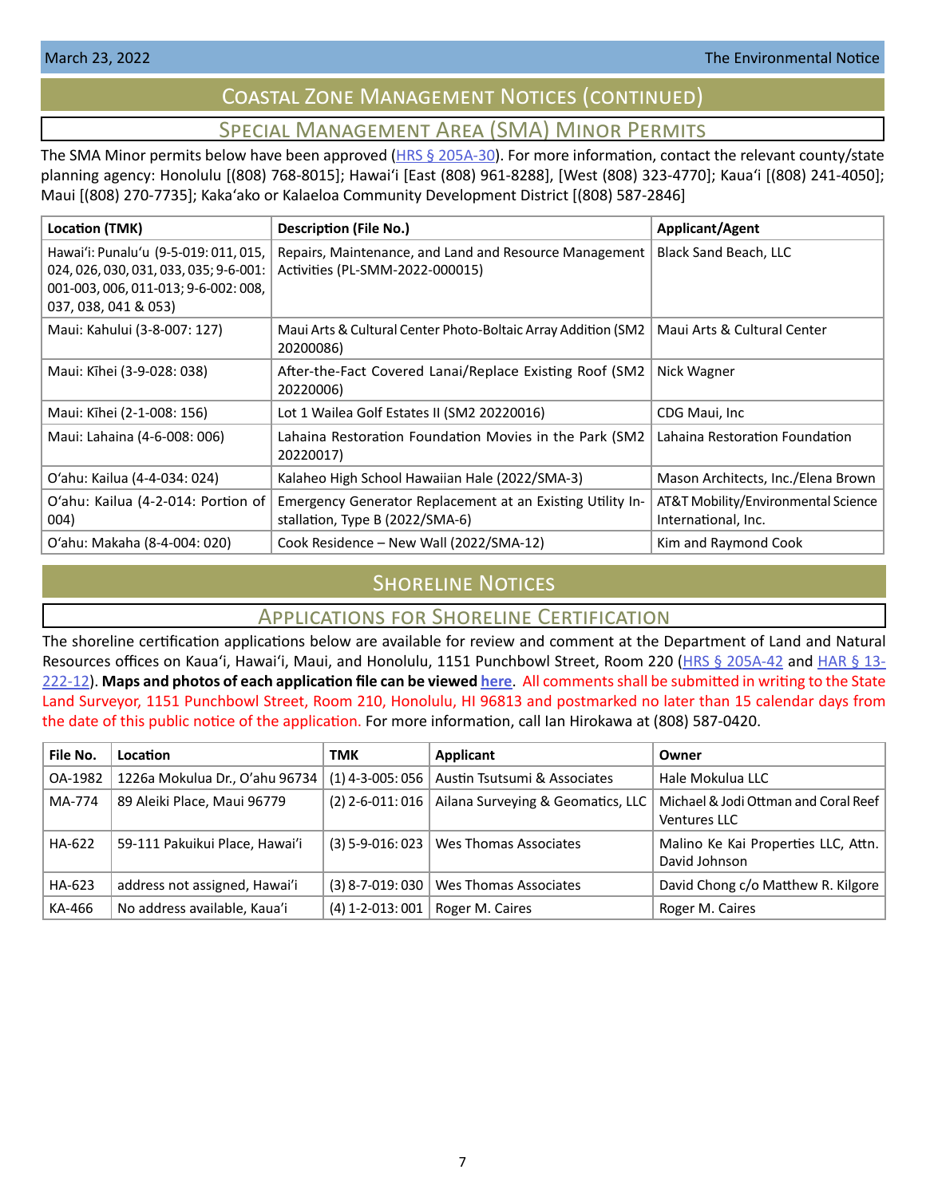# Coastal Zone Management Notices (continued)

## Special Management Area (SMA) Minor Permits

The SMA Minor permits below have been approved (HRS § 205A-30). For more information, contact the relevant county/state planning agency: Honolulu [(808) 768-8015]; Hawai'i [East (808) 961-8288], [West (808) 323-4770]; Kaua'i [(808) 241-4050]; Maui [(808) 270-7735]; Kaka'ako or Kalaeloa Community Development District [(808) 587-2846]

| Location (TMK) | Description (File No.) | Applicant/Agent |
|---|---|---|
| Hawai'i: Punalu'u (9-5-019: 011, 015, 024, 026, 030, 031, 033, 035; 9-6-001: 001-003, 006, 011-013; 9-6-002: 008, 037, 038, 041 & 053) | Repairs, Maintenance, and Land and Resource Management Activities (PL-SMM-2022-000015) | Black Sand Beach, LLC |
| Maui: Kahului (3-8-007: 127) | Maui Arts & Cultural Center Photo-Boltaic Array Addition (SM2 20200086) | Maui Arts & Cultural Center |
| Maui: Kīhei (3-9-028: 038) | After-the-Fact Covered Lanai/Replace Existing Roof (SM2 20220006) | Nick Wagner |
| Maui: Kīhei (2-1-008: 156) | Lot 1 Wailea Golf Estates II (SM2 20220016) | CDG Maui, Inc |
| Maui: Lahaina (4-6-008: 006) | Lahaina Restoration Foundation Movies in the Park (SM2 20220017) | Lahaina Restoration Foundation |
| O'ahu: Kailua (4-4-034: 024) | Kalaheo High School Hawaiian Hale (2022/SMA-3) | Mason Architects, Inc./Elena Brown |
| O'ahu: Kailua (4-2-014: Portion of 004) | Emergency Generator Replacement at an Existing Utility Installation, Type B (2022/SMA-6) | AT&T Mobility/Environmental Science International, Inc. |
| O'ahu: Makaha (8-4-004: 020) | Cook Residence – New Wall (2022/SMA-12) | Kim and Raymond Cook |

# Shoreline Notices

## Applications for Shoreline Certification

The shoreline certification applications below are available for review and comment at the Department of Land and Natural Resources offices on Kaua'i, Hawai'i, Maui, and Honolulu, 1151 Punchbowl Street, Room 220 (HRS § 205A-42 and HAR § 13-222-12). **Maps and photos of each application file can be viewed here**. All comments shall be submitted in writing to the State Land Surveyor, 1151 Punchbowl Street, Room 210, Honolulu, HI 96813 and postmarked no later than 15 calendar days from the date of this public notice of the application. For more information, call Ian Hirokawa at (808) 587-0420.

| File No. | Location | TMK | Applicant | Owner |
|---|---|---|---|---|
| OA-1982 | 1226a Mokulua Dr., O'ahu 96734 | (1) 4-3-005: 056 | Austin Tsutsumi & Associates | Hale Mokulua LLC |
| MA-774 | 89 Aleiki Place, Maui 96779 | (2) 2-6-011: 016 | Ailana Surveying & Geomatics, LLC | Michael & Jodi Ottman and Coral Reef Ventures LLC |
| HA-622 | 59-111 Pakuikui Place, Hawai'i | (3) 5-9-016: 023 | Wes Thomas Associates | Malino Ke Kai Properties LLC, Attn. David Johnson |
| HA-623 | address not assigned, Hawai'i | (3) 8-7-019: 030 | Wes Thomas Associates | David Chong c/o Matthew R. Kilgore |
| KA-466 | No address available, Kaua'i | (4) 1-2-013: 001 | Roger M. Caires | Roger M. Caires |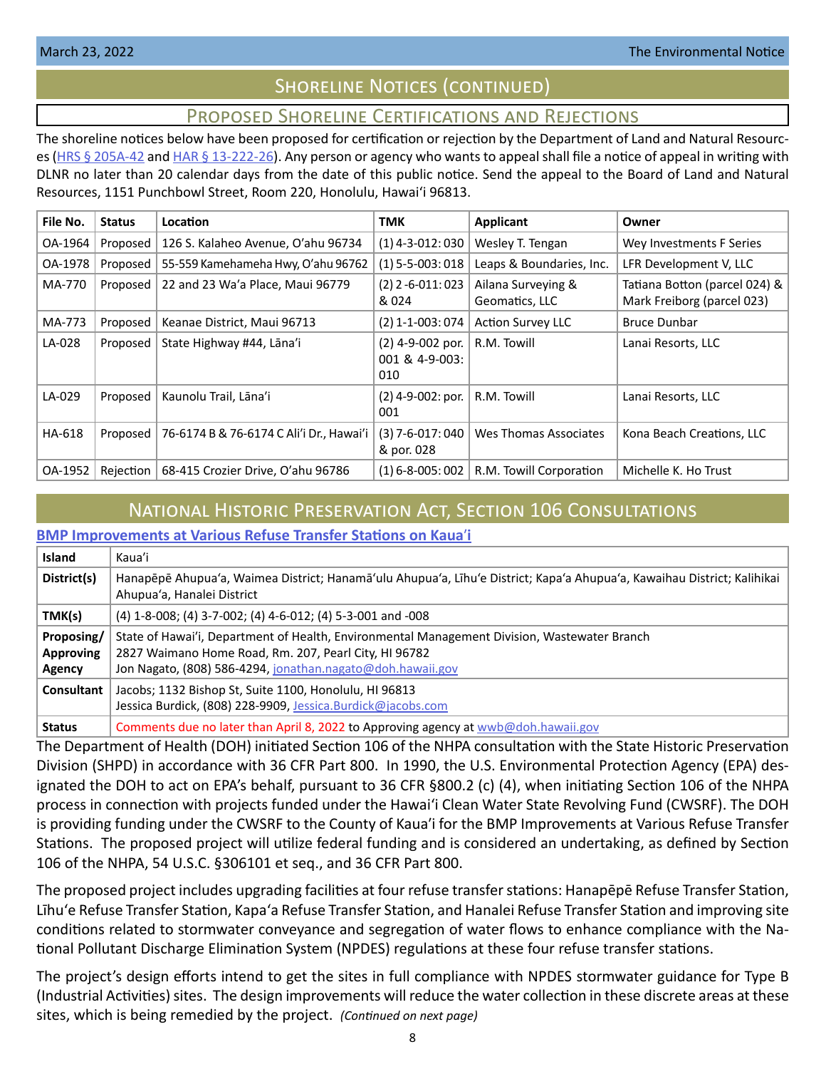## Shoreline Notices (continued)

### Proposed Shoreline Certifications and Rejections

The shoreline notices below have been proposed for certification or rejection by the Department of Land and Natural Resources (HRS § 205A-42 and HAR § 13-222-26). Any person or agency who wants to appeal shall file a notice of appeal in writing with DLNR no later than 20 calendar days from the date of this public notice. Send the appeal to the Board of Land and Natural Resources, 1151 Punchbowl Street, Room 220, Honolulu, Hawaiʻi 96813.

| File No. | Status | Location | TMK | Applicant | Owner |
|---|---|---|---|---|---|
| OA-1964 | Proposed | 126 S. Kalaheo Avenue, O'ahu 96734 | (1) 4-3-012: 030 | Wesley T. Tengan | Wey Investments F Series |
| OA-1978 | Proposed | 55-559 Kamehameha Hwy, O'ahu 96762 | (1) 5-5-003: 018 | Leaps & Boundaries, Inc. | LFR Development V, LLC |
| MA-770 | Proposed | 22 and 23 Wa'a Place, Maui 96779 | (2) 2 -6-011: 023 & 024 | Ailana Surveying & Geomatics, LLC | Tatiana Botton (parcel 024) & Mark Freiborg (parcel 023) |
| MA-773 | Proposed | Keanae District, Maui 96713 | (2) 1-1-003: 074 | Action Survey LLC | Bruce Dunbar |
| LA-028 | Proposed | State Highway #44, Lāna'i | (2) 4-9-002 por. 001 & 4-9-003: 010 | R.M. Towill | Lanai Resorts, LLC |
| LA-029 | Proposed | Kaunolu Trail, Lāna'i | (2) 4-9-002: por. 001 | R.M. Towill | Lanai Resorts, LLC |
| HA-618 | Proposed | 76-6174 B & 76-6174 C Ali'i Dr., Hawai'i | (3) 7-6-017: 040 & por. 028 | Wes Thomas Associates | Kona Beach Creations, LLC |
| OA-1952 | Rejection | 68-415 Crozier Drive, O'ahu 96786 | (1) 6-8-005: 002 | R.M. Towill Corporation | Michelle K. Ho Trust |

## National Historic Preservation Act, Section 106 Consultations

### BMP Improvements at Various Refuse Transfer Stations on Kauaʻi

| | |
|---|---|
| **Island** | Kaua'i |
| **District(s)** | Hanapēpē Ahupua'a, Waimea District; Hanamā'ulu Ahupua'a, Līhu'e District; Kapa'a Ahupua'a, Kawaihau District; Kalihikai Ahupua'a, Hanalei District |
| **TMK(s)** | (4) 1-8-008; (4) 3-7-002; (4) 4-6-012; (4) 5-3-001 and -008 |
| **Proposing/ Approving Agency** | State of Hawai'i, Department of Health, Environmental Management Division, Wastewater Branch<br>2827 Waimano Home Road, Rm. 207, Pearl City, HI 96782<br>Jon Nagato, (808) 586-4294, jonathan.nagato@doh.hawaii.gov |
| **Consultant** | Jacobs; 1132 Bishop St, Suite 1100, Honolulu, HI 96813<br>Jessica Burdick, (808) 228-9909, Jessica.Burdick@jacobs.com |
| **Status** | Comments due no later than April 8, 2022 to Approving agency at wwb@doh.hawaii.gov |

The Department of Health (DOH) initiated Section 106 of the NHPA consultation with the State Historic Preservation Division (SHPD) in accordance with 36 CFR Part 800. In 1990, the U.S. Environmental Protection Agency (EPA) designated the DOH to act on EPA's behalf, pursuant to 36 CFR §800.2 (c) (4), when initiating Section 106 of the NHPA process in connection with projects funded under the Hawaiʻi Clean Water State Revolving Fund (CWSRF). The DOH is providing funding under the CWSRF to the County of Kauaʻi for the BMP Improvements at Various Refuse Transfer Stations. The proposed project will utilize federal funding and is considered an undertaking, as defined by Section 106 of the NHPA, 54 U.S.C. §306101 et seq., and 36 CFR Part 800.

The proposed project includes upgrading facilities at four refuse transfer stations: Hanapēpē Refuse Transfer Station, Līhuʻe Refuse Transfer Station, Kapaʻa Refuse Transfer Station, and Hanalei Refuse Transfer Station and improving site conditions related to stormwater conveyance and segregation of water flows to enhance compliance with the National Pollutant Discharge Elimination System (NPDES) regulations at these four refuse transfer stations.

The project's design efforts intend to get the sites in full compliance with NPDES stormwater guidance for Type B (Industrial Activities) sites. The design improvements will reduce the water collection in these discrete areas at these sites, which is being remedied by the project. *(Continued on next page)*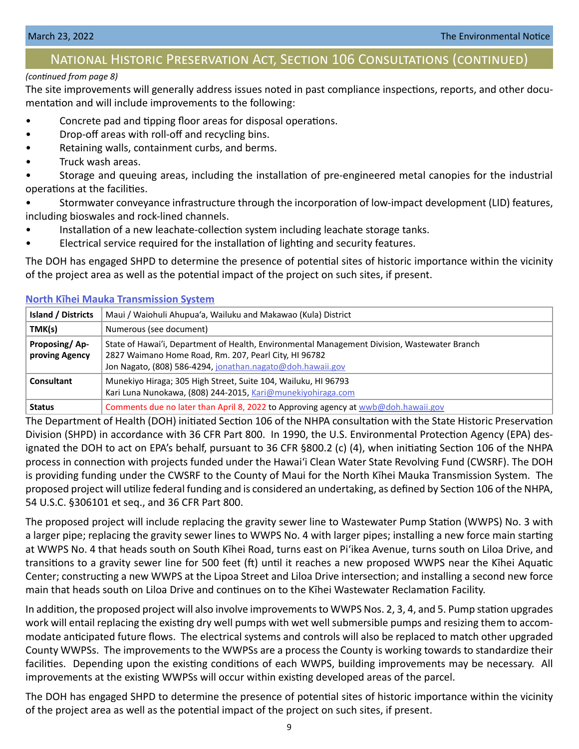## National Historic Preservation Act, Section 106 Consultations (continued)

*(continued from page 8)*

The site improvements will generally address issues noted in past compliance inspections, reports, and other documentation and will include improvements to the following:

- Concrete pad and tipping floor areas for disposal operations.
- Drop-off areas with roll-off and recycling bins.
- Retaining walls, containment curbs, and berms.
- Truck wash areas.
- Storage and queuing areas, including the installation of pre-engineered metal canopies for the industrial operations at the facilities.
- Stormwater conveyance infrastructure through the incorporation of low-impact development (LID) features, including bioswales and rock-lined channels.
- Installation of a new leachate-collection system including leachate storage tanks.
- Electrical service required for the installation of lighting and security features.

The DOH has engaged SHPD to determine the presence of potential sites of historic importance within the vicinity of the project area as well as the potential impact of the project on such sites, if present.

### North Kīhei Mauka Transmission System

| | |
|---|---|
| **Island / Districts** | Maui / Waiohuli Ahupua'a, Wailuku and Makawao (Kula) District |
| **TMK(s)** | Numerous (see document) |
| **Proposing/ Approving Agency** | State of Hawai'i, Department of Health, Environmental Management Division, Wastewater Branch<br>2827 Waimano Home Road, Rm. 207, Pearl City, HI 96782<br>Jon Nagato, (808) 586-4294, jonathan.nagato@doh.hawaii.gov |
| **Consultant** | Munekiyo Hiraga; 305 High Street, Suite 104, Wailuku, HI 96793<br>Kari Luna Nunokawa, (808) 244-2015, Kari@munekiyohiraga.com |
| **Status** | Comments due no later than April 8, 2022 to Approving agency at wwb@doh.hawaii.gov |

The Department of Health (DOH) initiated Section 106 of the NHPA consultation with the State Historic Preservation Division (SHPD) in accordance with 36 CFR Part 800. In 1990, the U.S. Environmental Protection Agency (EPA) designated the DOH to act on EPA's behalf, pursuant to 36 CFR §800.2 (c) (4), when initiating Section 106 of the NHPA process in connection with projects funded under the Hawai'i Clean Water State Revolving Fund (CWSRF). The DOH is providing funding under the CWSRF to the County of Maui for the North Kīhei Mauka Transmission System. The proposed project will utilize federal funding and is considered an undertaking, as defined by Section 106 of the NHPA, 54 U.S.C. §306101 et seq., and 36 CFR Part 800.

The proposed project will include replacing the gravity sewer line to Wastewater Pump Station (WWPS) No. 3 with a larger pipe; replacing the gravity sewer lines to WWPS No. 4 with larger pipes; installing a new force main starting at WWPS No. 4 that heads south on South Kīhei Road, turns east on Pi'ikea Avenue, turns south on Liloa Drive, and transitions to a gravity sewer line for 500 feet (ft) until it reaches a new proposed WWPS near the Kīhei Aquatic Center; constructing a new WWPS at the Lipoa Street and Liloa Drive intersection; and installing a second new force main that heads south on Liloa Drive and continues on to the Kīhei Wastewater Reclamation Facility.

In addition, the proposed project will also involve improvements to WWPS Nos. 2, 3, 4, and 5. Pump station upgrades work will entail replacing the existing dry well pumps with wet well submersible pumps and resizing them to accommodate anticipated future flows. The electrical systems and controls will also be replaced to match other upgraded County WWPSs. The improvements to the WWPSs are a process the County is working towards to standardize their facilities. Depending upon the existing conditions of each WWPS, building improvements may be necessary. All improvements at the existing WWPSs will occur within existing developed areas of the parcel.

The DOH has engaged SHPD to determine the presence of potential sites of historic importance within the vicinity of the project area as well as the potential impact of the project on such sites, if present.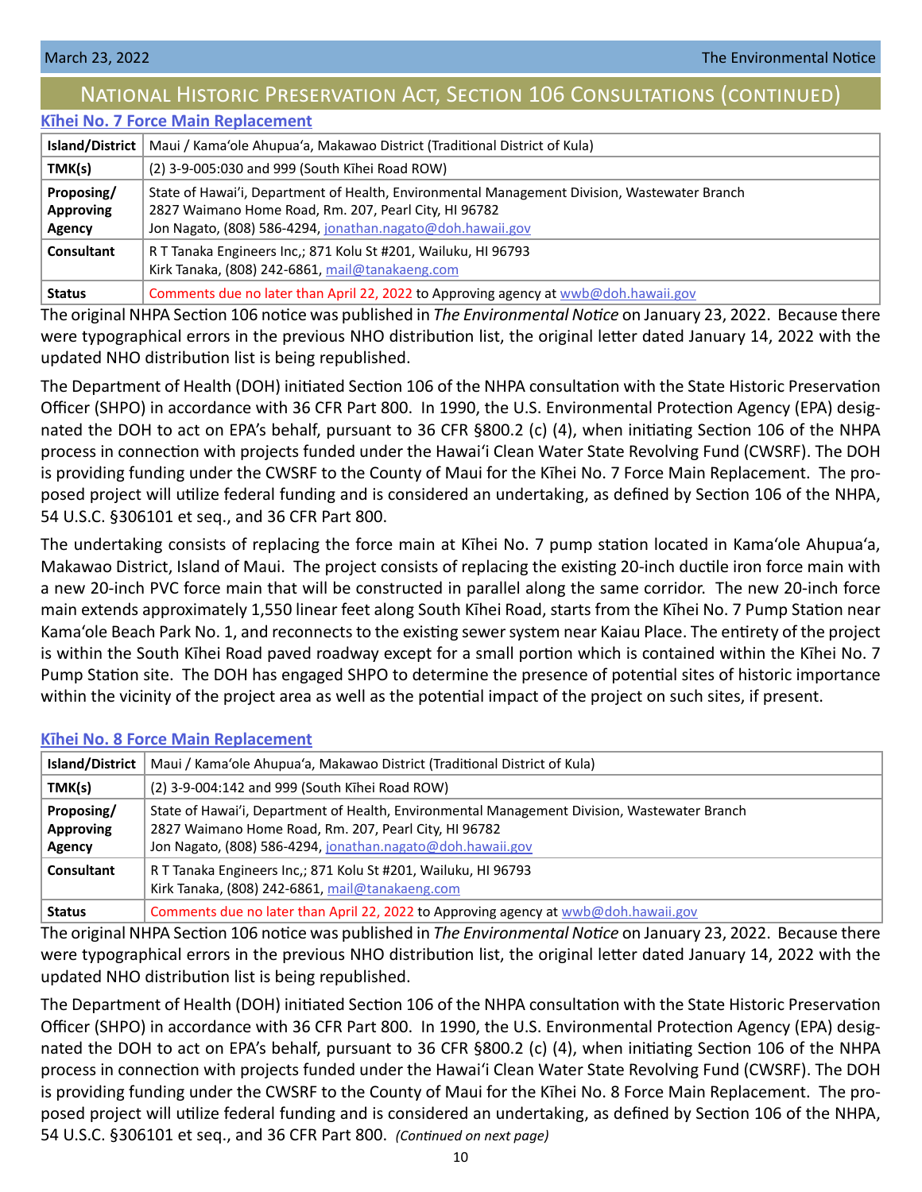## National Historic Preservation Act, Section 106 Consultations (continued)

### Kīhei No. 7 Force Main Replacement

| Island/District | Maui / Kamaʻole Ahupuaʻa, Makawao District (Traditional District of Kula) |
|---|---|
| TMK(s) | (2) 3-9-005:030 and 999 (South Kīhei Road ROW) |
| Proposing/ Approving Agency | State of Hawaiʻi, Department of Health, Environmental Management Division, Wastewater Branch 2827 Waimano Home Road, Rm. 207, Pearl City, HI 96782 Jon Nagato, (808) 586-4294, jonathan.nagato@doh.hawaii.gov |
| Consultant | R T Tanaka Engineers Inc,; 871 Kolu St #201, Wailuku, HI 96793 Kirk Tanaka, (808) 242-6861, mail@tanakaeng.com |
| Status | Comments due no later than April 22, 2022 to Approving agency at wwb@doh.hawaii.gov |

The original NHPA Section 106 notice was published in *The Environmental Notice* on January 23, 2022. Because there were typographical errors in the previous NHO distribution list, the original letter dated January 14, 2022 with the updated NHO distribution list is being republished.

The Department of Health (DOH) initiated Section 106 of the NHPA consultation with the State Historic Preservation Officer (SHPO) in accordance with 36 CFR Part 800. In 1990, the U.S. Environmental Protection Agency (EPA) designated the DOH to act on EPA's behalf, pursuant to 36 CFR §800.2 (c) (4), when initiating Section 106 of the NHPA process in connection with projects funded under the Hawaiʻi Clean Water State Revolving Fund (CWSRF). The DOH is providing funding under the CWSRF to the County of Maui for the Kīhei No. 7 Force Main Replacement. The proposed project will utilize federal funding and is considered an undertaking, as defined by Section 106 of the NHPA, 54 U.S.C. §306101 et seq., and 36 CFR Part 800.

The undertaking consists of replacing the force main at Kīhei No. 7 pump station located in Kamaʻole Ahupuaʻa, Makawao District, Island of Maui. The project consists of replacing the existing 20-inch ductile iron force main with a new 20-inch PVC force main that will be constructed in parallel along the same corridor. The new 20-inch force main extends approximately 1,550 linear feet along South Kīhei Road, starts from the Kīhei No. 7 Pump Station near Kamaʻole Beach Park No. 1, and reconnects to the existing sewer system near Kaiau Place. The entirety of the project is within the South Kīhei Road paved roadway except for a small portion which is contained within the Kīhei No. 7 Pump Station site. The DOH has engaged SHPO to determine the presence of potential sites of historic importance within the vicinity of the project area as well as the potential impact of the project on such sites, if present.

### Kīhei No. 8 Force Main Replacement

| Island/District | Maui / Kamaʻole Ahupuaʻa, Makawao District (Traditional District of Kula) |
|---|---|
| TMK(s) | (2) 3-9-004:142 and 999 (South Kīhei Road ROW) |
| Proposing/ Approving Agency | State of Hawaiʻi, Department of Health, Environmental Management Division, Wastewater Branch 2827 Waimano Home Road, Rm. 207, Pearl City, HI 96782 Jon Nagato, (808) 586-4294, jonathan.nagato@doh.hawaii.gov |
| Consultant | R T Tanaka Engineers Inc,; 871 Kolu St #201, Wailuku, HI 96793 Kirk Tanaka, (808) 242-6861, mail@tanakaeng.com |
| Status | Comments due no later than April 22, 2022 to Approving agency at wwb@doh.hawaii.gov |

The original NHPA Section 106 notice was published in *The Environmental Notice* on January 23, 2022. Because there were typographical errors in the previous NHO distribution list, the original letter dated January 14, 2022 with the updated NHO distribution list is being republished.

The Department of Health (DOH) initiated Section 106 of the NHPA consultation with the State Historic Preservation Officer (SHPO) in accordance with 36 CFR Part 800. In 1990, the U.S. Environmental Protection Agency (EPA) designated the DOH to act on EPA's behalf, pursuant to 36 CFR §800.2 (c) (4), when initiating Section 106 of the NHPA process in connection with projects funded under the Hawaiʻi Clean Water State Revolving Fund (CWSRF). The DOH is providing funding under the CWSRF to the County of Maui for the Kīhei No. 8 Force Main Replacement. The proposed project will utilize federal funding and is considered an undertaking, as defined by Section 106 of the NHPA, 54 U.S.C. §306101 et seq., and 36 CFR Part 800. *(Continued on next page)*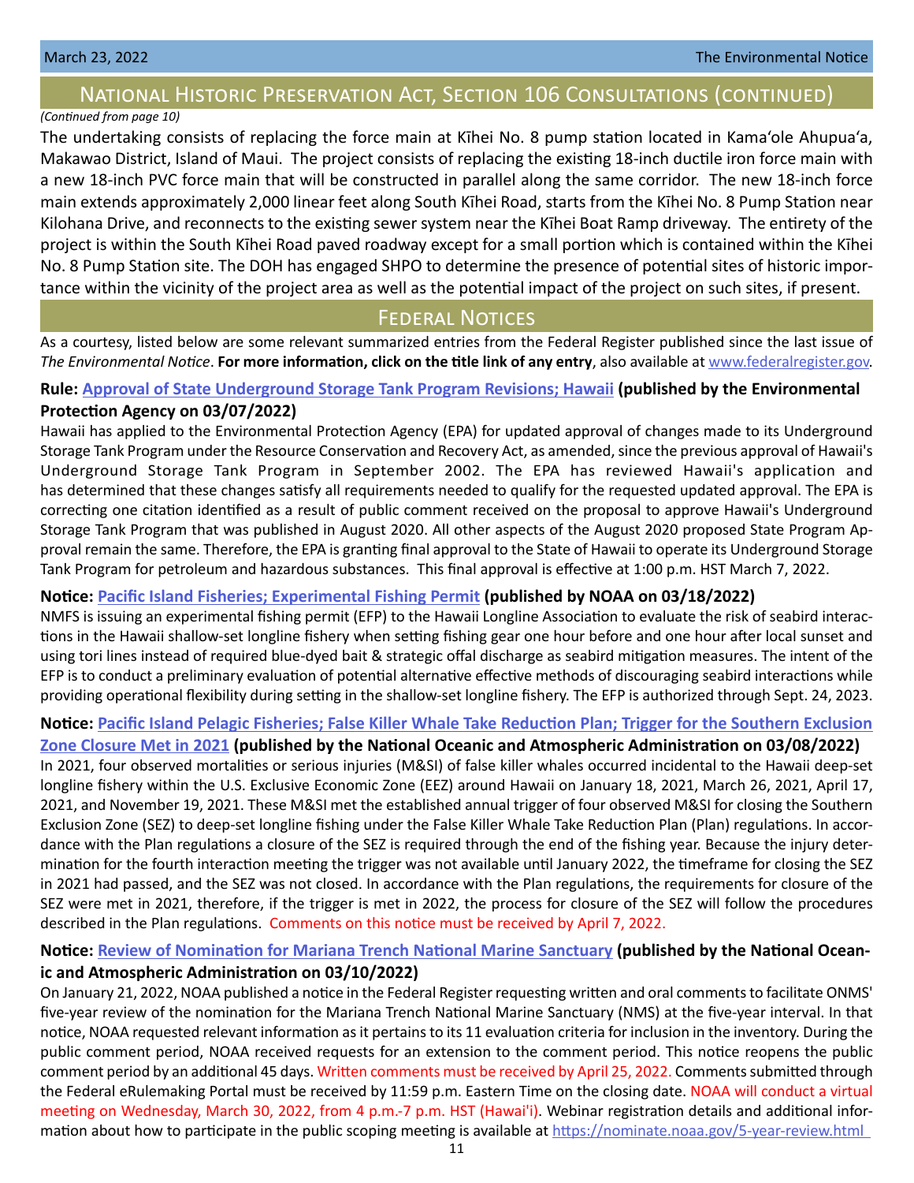## National Historic Preservation Act, Section 106 Consultations (continued)

*(Continued from page 10)*

The undertaking consists of replacing the force main at Kīhei No. 8 pump station located in Kamaʻole Ahupuaʻa, Makawao District, Island of Maui. The project consists of replacing the existing 18-inch ductile iron force main with a new 18-inch PVC force main that will be constructed in parallel along the same corridor. The new 18-inch force main extends approximately 2,000 linear feet along South Kīhei Road, starts from the Kīhei No. 8 Pump Station near Kilohana Drive, and reconnects to the existing sewer system near the Kīhei Boat Ramp driveway. The entirety of the project is within the South Kīhei Road paved roadway except for a small portion which is contained within the Kīhei No. 8 Pump Station site. The DOH has engaged SHPO to determine the presence of potential sites of historic importance within the vicinity of the project area as well as the potential impact of the project on such sites, if present.

## Federal Notices

As a courtesy, listed below are some relevant summarized entries from the Federal Register published since the last issue of *The Environmental Notice*. **For more information, click on the title link of any entry**, also available at www.federalregister.gov.

**Rule: Approval of State Underground Storage Tank Program Revisions; Hawaii (published by the Environmental Protection Agency on 03/07/2022)**

Hawaii has applied to the Environmental Protection Agency (EPA) for updated approval of changes made to its Underground Storage Tank Program under the Resource Conservation and Recovery Act, as amended, since the previous approval of Hawaii's Underground Storage Tank Program in September 2002. The EPA has reviewed Hawaii's application and has determined that these changes satisfy all requirements needed to qualify for the requested updated approval. The EPA is correcting one citation identified as a result of public comment received on the proposal to approve Hawaii's Underground Storage Tank Program that was published in August 2020. All other aspects of the August 2020 proposed State Program Approval remain the same. Therefore, the EPA is granting final approval to the State of Hawaii to operate its Underground Storage Tank Program for petroleum and hazardous substances. This final approval is effective at 1:00 p.m. HST March 7, 2022.

**Notice: Pacific Island Fisheries; Experimental Fishing Permit (published by NOAA on 03/18/2022)**

NMFS is issuing an experimental fishing permit (EFP) to the Hawaii Longline Association to evaluate the risk of seabird interactions in the Hawaii shallow-set longline fishery when setting fishing gear one hour before and one hour after local sunset and using tori lines instead of required blue-dyed bait & strategic offal discharge as seabird mitigation measures. The intent of the EFP is to conduct a preliminary evaluation of potential alternative effective methods of discouraging seabird interactions while providing operational flexibility during setting in the shallow-set longline fishery. The EFP is authorized through Sept. 24, 2023.

**Notice: Pacific Island Pelagic Fisheries; False Killer Whale Take Reduction Plan; Trigger for the Southern Exclusion Zone Closure Met in 2021 (published by the National Oceanic and Atmospheric Administration on 03/08/2022)**

In 2021, four observed mortalities or serious injuries (M&SI) of false killer whales occurred incidental to the Hawaii deep-set longline fishery within the U.S. Exclusive Economic Zone (EEZ) around Hawaii on January 18, 2021, March 26, 2021, April 17, 2021, and November 19, 2021. These M&SI met the established annual trigger of four observed M&SI for closing the Southern Exclusion Zone (SEZ) to deep-set longline fishing under the False Killer Whale Take Reduction Plan (Plan) regulations. In accordance with the Plan regulations a closure of the SEZ is required through the end of the fishing year. Because the injury determination for the fourth interaction meeting the trigger was not available until January 2022, the timeframe for closing the SEZ in 2021 had passed, and the SEZ was not closed. In accordance with the Plan regulations, the requirements for closure of the SEZ were met in 2021, therefore, if the trigger is met in 2022, the process for closure of the SEZ will follow the procedures described in the Plan regulations. Comments on this notice must be received by April 7, 2022.

**Notice: Review of Nomination for Mariana Trench National Marine Sanctuary (published by the National Oceanic and Atmospheric Administration on 03/10/2022)**

On January 21, 2022, NOAA published a notice in the Federal Register requesting written and oral comments to facilitate ONMS' five-year review of the nomination for the Mariana Trench National Marine Sanctuary (NMS) at the five-year interval. In that notice, NOAA requested relevant information as it pertains to its 11 evaluation criteria for inclusion in the inventory. During the public comment period, NOAA received requests for an extension to the comment period. This notice reopens the public comment period by an additional 45 days. Written comments must be received by April 25, 2022. Comments submitted through the Federal eRulemaking Portal must be received by 11:59 p.m. Eastern Time on the closing date. NOAA will conduct a virtual meeting on Wednesday, March 30, 2022, from 4 p.m.-7 p.m. HST (Hawai'i). Webinar registration details and additional information about how to participate in the public scoping meeting is available at https://nominate.noaa.gov/5-year-review.html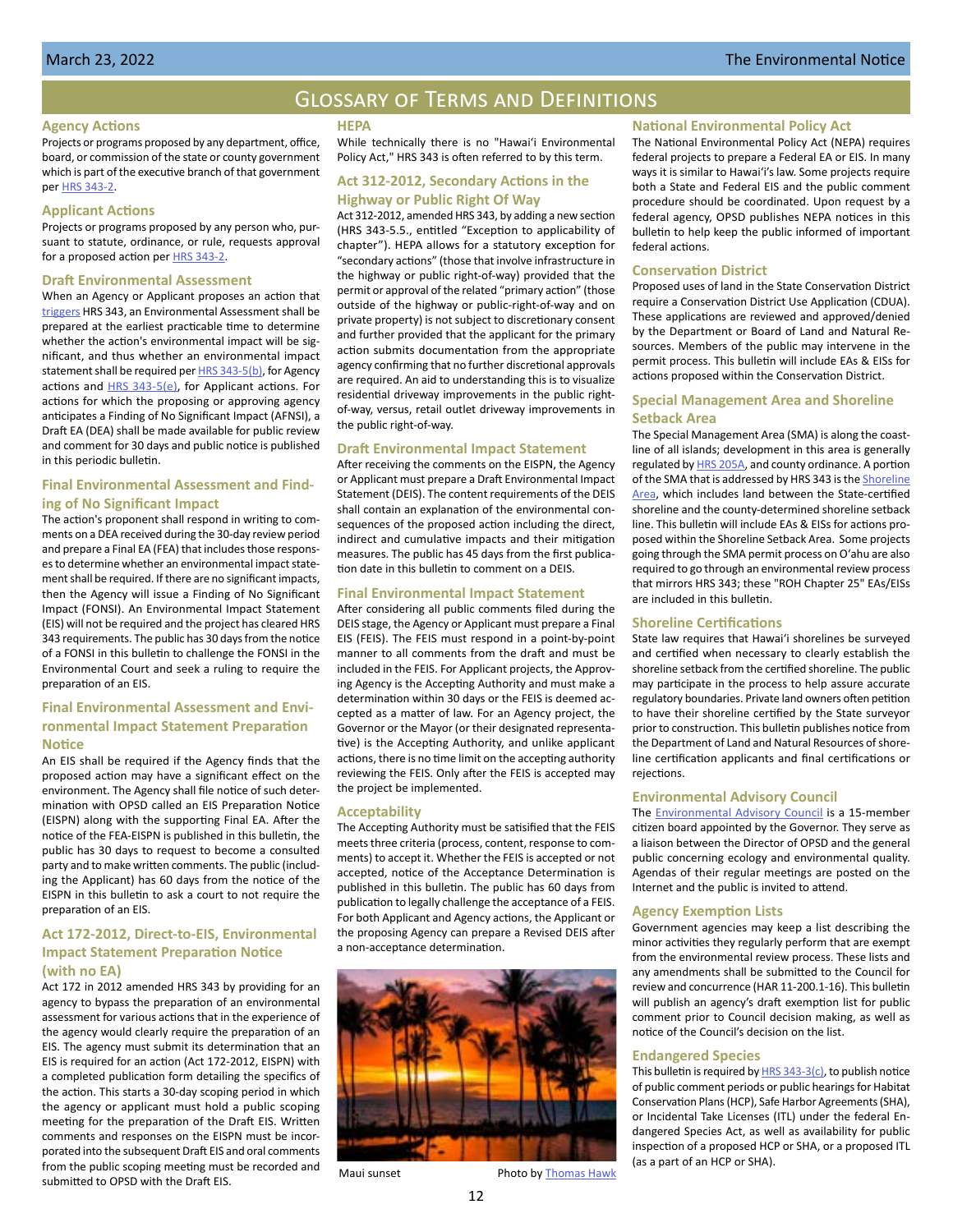# Glossary of Terms and Definitions

## Agency Actions

Projects or programs proposed by any department, office, board, or commission of the state or county government which is part of the executive branch of that government per HRS 343-2.

## Applicant Actions

Projects or programs proposed by any person who, pursuant to statute, ordinance, or rule, requests approval for a proposed action per HRS 343-2.

## Draft Environmental Assessment

When an Agency or Applicant proposes an action that triggers HRS 343, an Environmental Assessment shall be prepared at the earliest practicable time to determine whether the action's environmental impact will be significant, and thus whether an environmental impact statement shall be required per HRS 343-5(b), for Agency actions and HRS 343-5(e), for Applicant actions. For actions for which the proposing or approving agency anticipates a Finding of No Significant Impact (AFNSI), a Draft EA (DEA) shall be made available for public review and comment for 30 days and public notice is published in this periodic bulletin.

## Final Environmental Assessment and Finding of No Significant Impact

The action's proponent shall respond in writing to comments on a DEA received during the 30-day review period and prepare a Final EA (FEA) that includes those responses to determine whether an environmental impact statement shall be required. If there are no significant impacts, then the Agency will issue a Finding of No Significant Impact (FONSI). An Environmental Impact Statement (EIS) will not be required and the project has cleared HRS 343 requirements. The public has 30 days from the notice of a FONSI in this bulletin to challenge the FONSI in the Environmental Court and seek a ruling to require the preparation of an EIS.

## Final Environmental Assessment and Environmental Impact Statement Preparation Notice

An EIS shall be required if the Agency finds that the proposed action may have a significant effect on the environment. The Agency shall file notice of such determination with OPSD called an EIS Preparation Notice (EISPN) along with the supporting Final EA. After the notice of the FEA-EISPN is published in this bulletin, the public has 30 days to request to become a consulted party and to make written comments. The public (including the Applicant) has 60 days from the notice of the EISPN in this bulletin to ask a court to not require the preparation of an EIS.

## Act 172-2012, Direct-to-EIS, Environmental Impact Statement Preparation Notice (with no EA)

Act 172 in 2012 amended HRS 343 by providing for an agency to bypass the preparation of an environmental assessment for various actions that in the experience of the agency would clearly require the preparation of an EIS. The agency must submit its determination that an EIS is required for an action (Act 172-2012, EISPN) with a completed publication form detailing the specifics of the action. This starts a 30-day scoping period in which the agency or applicant must hold a public scoping meeting for the preparation of the Draft EIS. Written comments and responses on the EISPN must be incorporated into the subsequent Draft EIS and oral comments from the public scoping meeting must be recorded and submitted to OPSD with the Draft EIS.

## HEPA

While technically there is no "Hawaiʻi Environmental Policy Act," HRS 343 is often referred to by this term.

## Act 312-2012, Secondary Actions in the Highway or Public Right Of Way

Act 312-2012, amended HRS 343, by adding a new section (HRS 343-5.5., entitled "Exception to applicability of chapter"). HEPA allows for a statutory exception for "secondary actions" (those that involve infrastructure in the highway or public right-of-way) provided that the permit or approval of the related "primary action" (those outside of the highway or public-right-of-way and on private property) is not subject to discretionary consent and further provided that the applicant for the primary action submits documentation from the appropriate agency confirming that no further discretional approvals are required. An aid to understanding this is to visualize residential driveway improvements in the public right-of-way, versus, retail outlet driveway improvements in the public right-of-way.

## Draft Environmental Impact Statement

After receiving the comments on the EISPN, the Agency or Applicant must prepare a Draft Environmental Impact Statement (DEIS). The content requirements of the DEIS shall contain an explanation of the environmental consequences of the proposed action including the direct, indirect and cumulative impacts and their mitigation measures. The public has 45 days from the first publication date in this bulletin to comment on a DEIS.

## Final Environmental Impact Statement

After considering all public comments filed during the DEIS stage, the Agency or Applicant must prepare a Final EIS (FEIS). The FEIS must respond in a point-by-point manner to all comments from the draft and must be included in the FEIS. For Applicant projects, the Approving Agency is the Accepting Authority and must make a determination within 30 days or the FEIS is deemed accepted as a matter of law. For an Agency project, the Governor or the Mayor (or their designated representative) is the Accepting Authority, and unlike applicant actions, there is no time limit on the accepting authority reviewing the FEIS. Only after the FEIS is accepted may the project be implemented.

## Acceptability

The Accepting Authority must be satisified that the FEIS meets three criteria (process, content, response to comments) to accept it. Whether the FEIS is accepted or not accepted, notice of the Acceptance Determination is published in this bulletin. The public has 60 days from publication to legally challenge the acceptance of a FEIS. For both Applicant and Agency actions, the Applicant or the proposing Agency can prepare a Revised DEIS after a non-acceptance determination.

Maui sunset Photo by Thomas Hawk

## National Environmental Policy Act

The National Environmental Policy Act (NEPA) requires federal projects to prepare a Federal EA or EIS. In many ways it is similar to Hawaiʻi's law. Some projects require both a State and Federal EIS and the public comment procedure should be coordinated. Upon request by a federal agency, OPSD publishes NEPA notices in this bulletin to help keep the public informed of important federal actions.

## Conservation District

Proposed uses of land in the State Conservation District require a Conservation District Use Application (CDUA). These applications are reviewed and approved/denied by the Department or Board of Land and Natural Resources. Members of the public may intervene in the permit process. This bulletin will include EAs & EISs for actions proposed within the Conservation District.

## Special Management Area and Shoreline Setback Area

The Special Management Area (SMA) is along the coastline of all islands; development in this area is generally regulated by HRS 205A, and county ordinance. A portion of the SMA that is addressed by HRS 343 is the Shoreline Area, which includes land between the State-certified shoreline and the county-determined shoreline setback line. This bulletin will include EAs & EISs for actions proposed within the Shoreline Setback Area. Some projects going through the SMA permit process on Oʻahu are also required to go through an environmental review process that mirrors HRS 343; these "ROH Chapter 25" EAs/EISs are included in this bulletin.

## Shoreline Certifications

State law requires that Hawaiʻi shorelines be surveyed and certified when necessary to clearly establish the shoreline setback from the certified shoreline. The public may participate in the process to help assure accurate regulatory boundaries. Private land owners often petition to have their shoreline certified by the State surveyor prior to construction. This bulletin publishes notice from the Department of Land and Natural Resources of shoreline certification applicants and final certifications or rejections.

## Environmental Advisory Council

The Environmental Advisory Council is a 15-member citizen board appointed by the Governor. They serve as a liaison between the Director of OPSD and the general public concerning ecology and environmental quality. Agendas of their regular meetings are posted on the Internet and the public is invited to attend.

## Agency Exemption Lists

Government agencies may keep a list describing the minor activities they regularly perform that are exempt from the environmental review process. These lists and any amendments shall be submitted to the Council for review and concurrence (HAR 11-200.1-16). This bulletin will publish an agency's draft exemption list for public comment prior to Council decision making, as well as notice of the Council's decision on the list.

## Endangered Species

This bulletin is required by HRS 343-3(c), to publish notice of public comment periods or public hearings for Habitat Conservation Plans (HCP), Safe Harbor Agreements (SHA), or Incidental Take Licenses (ITL) under the federal Endangered Species Act, as well as availability for public inspection of a proposed HCP or SHA, or a proposed ITL (as a part of an HCP or SHA).